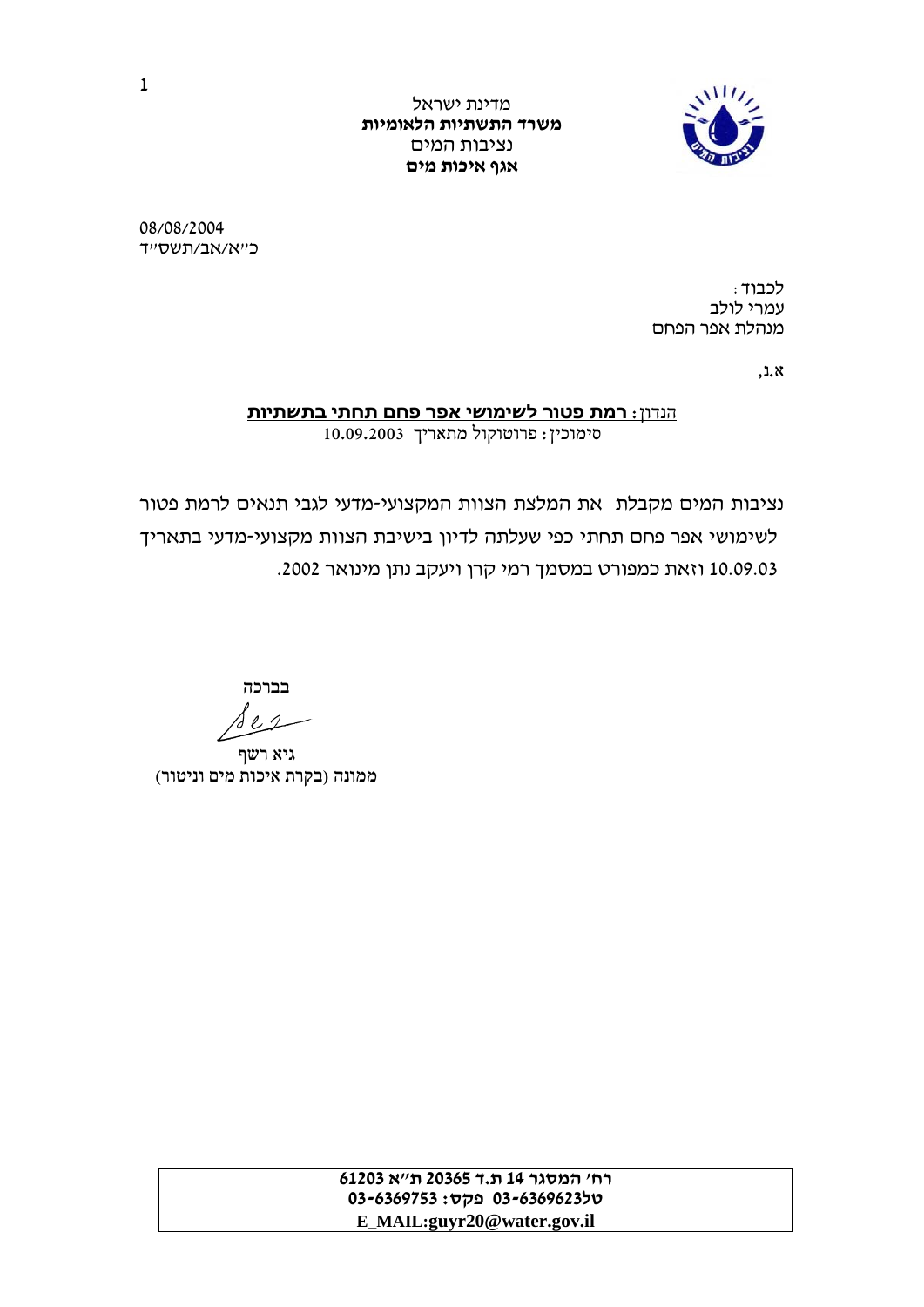מדינת ישראל
**משרד התשתיות הלאומיות**
נציבות המים
**אגף איכות מים**

08/08/2004
כ"א/אב/תשס"ד

לכבוד :
עמרי לולב
מנהלת אפר הפחם

א.נ,

הנדון : **רמת פטור לשימושי אפר פחם תחתי בתשתיות**
סימוכין : פרוטוקול מתאריך 10.09.2003

נציבות המים מקבלת את המלצת הצוות המקצועי-מדעי לגבי תנאים לרמת פטור לשימושי אפר פחם תחתי כפי שעלתה לדיון בישיבת הצוות מקצועי-מדעי בתאריך 10.09.03 וזאת כמפורט במסמך רמי קרן ויעקב נתן מינואר 2002.

בברכה

גיא רשף
ממונה (בקרת איכות מים וניטור)

**רח' המסגר 14 ת.ד 20365 ת"א 61203**
**טל03-6369623 פקס: 03-6369753**
**E_MAIL:guyr20@water.gov.il**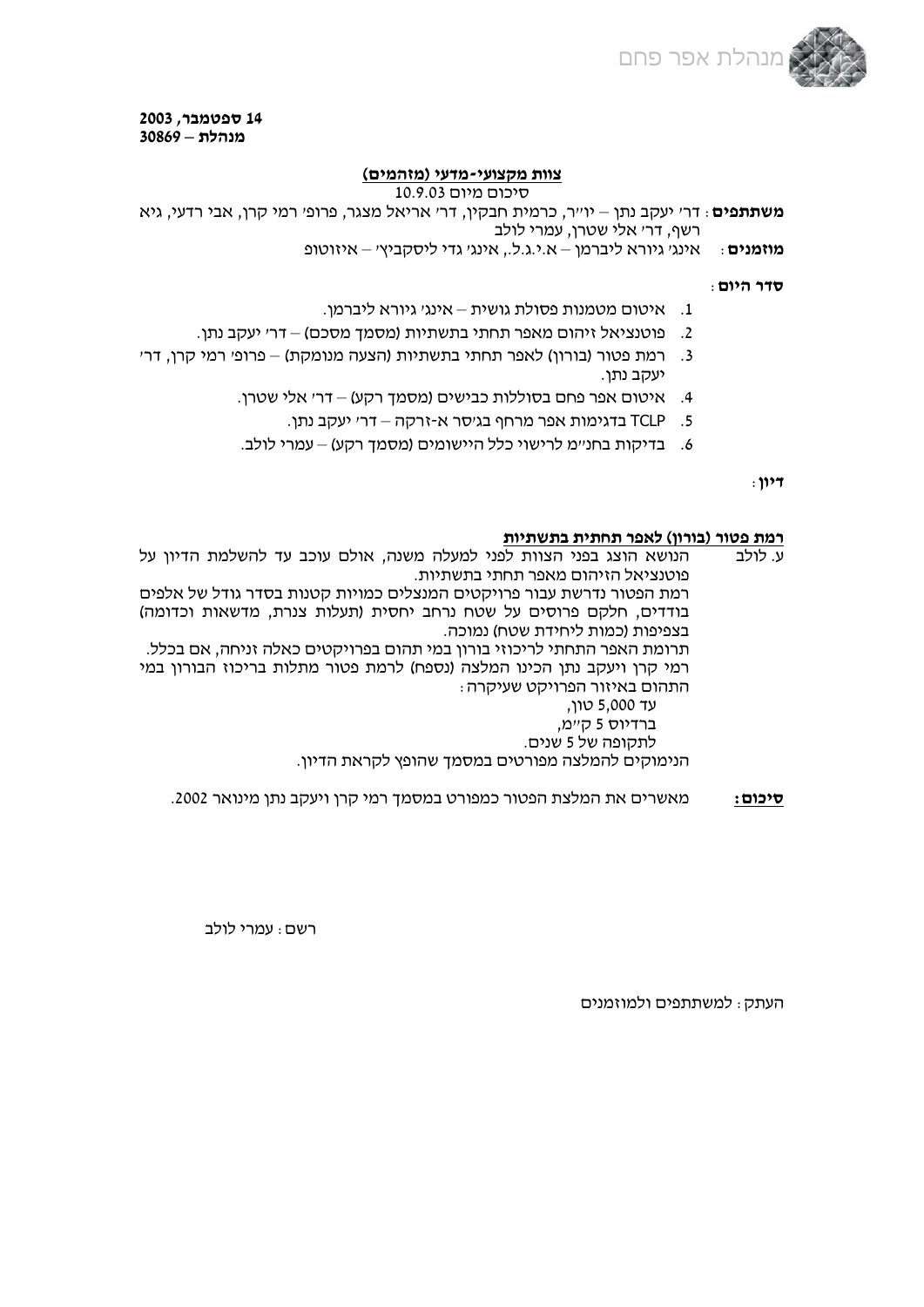**14 ספטמבר, 2003**
**מנהלת – 30869**

**<u>צוות מקצועי-מדעי (מזהמים)</u>**

סיכום מיום 10.9.03

**משתתפים**: דר' יעקב נתן – יו"ר, כרמית חבקין, דר' אריאל מצגר, פרופ' רמי קרן, אבי רדעי, גיא רשף, דר' אלי שטרן, עמרי לולב

**מוזמנים**: אינג' גיורא ליברמן – א.י.ג.ל., אינג' גדי ליסקביץ' – איזוטופ

**סדר היום**:

1. איטום מטמנות פסולת גושית – אינג' גיורא ליברמן.
2. פוטנציאל זיהום מאפר תחתי בתשתיות (מסמך מסכם) – דר' יעקב נתן.
3. רמת פטור (בורון) לאפר תחתי בתשתיות (הצעה מנומקת) – פרופ' רמי קרן, דר' יעקב נתן.
4. איטום אפר פחם בסוללות כבישים (מסמך רקע) – דר' אלי שטרן.
5. TCLP בדגימות אפר מרחף בג'סר א-זרקה – דר' יעקב נתן.
6. בדיקות בחנ"מ לרישוי כלל היישומים (מסמך רקע) – עמרי לולב.

**דיון**:

**<u>רמת פטור (בורון) לאפר תחתית בתשתיות</u>**

ע. לולב — הנושא הוצג בפני הצוות לפני למעלה משנה, אולם עוכב עד להשלמת הדיון על פוטנציאל הזיהום מאפר תחתי בתשתיות.
רמת הפטור נדרשת עבור פרויקטים המנצלים כמויות קטנות בסדר גודל של אלפים בודדים, חלקם פרוסים על שטח נרחב יחסית (תעלות צנרת, מדשאות וכדומה) בצפיפות (כמות ליחידת שטח) נמוכה.
תרומת האפר התחתי לריכוזי בורון במי תהום בפרויקטים כאלה זניחה, אם בכלל.
רמי קרן ויעקב נתן הכינו המלצה (נספח) לרמת פטור מתלות בריכוז הבורון במי התהום באיזור הפרויקט שעיקרה:
עד 5,000 טון,
ברדיוס 5 ק"מ,
לתקופה של 5 שנים.
הנימוקים להמלצה מפורטים במסמך שהופץ לקראת הדיון.

**<u>סיכום:</u>** מאשרים את המלצת הפטור כמפורט במסמך רמי קרן ויעקב נתן מינואר 2002.

רשם: עמרי לולב

העתק: למשתתפים ולמוזמנים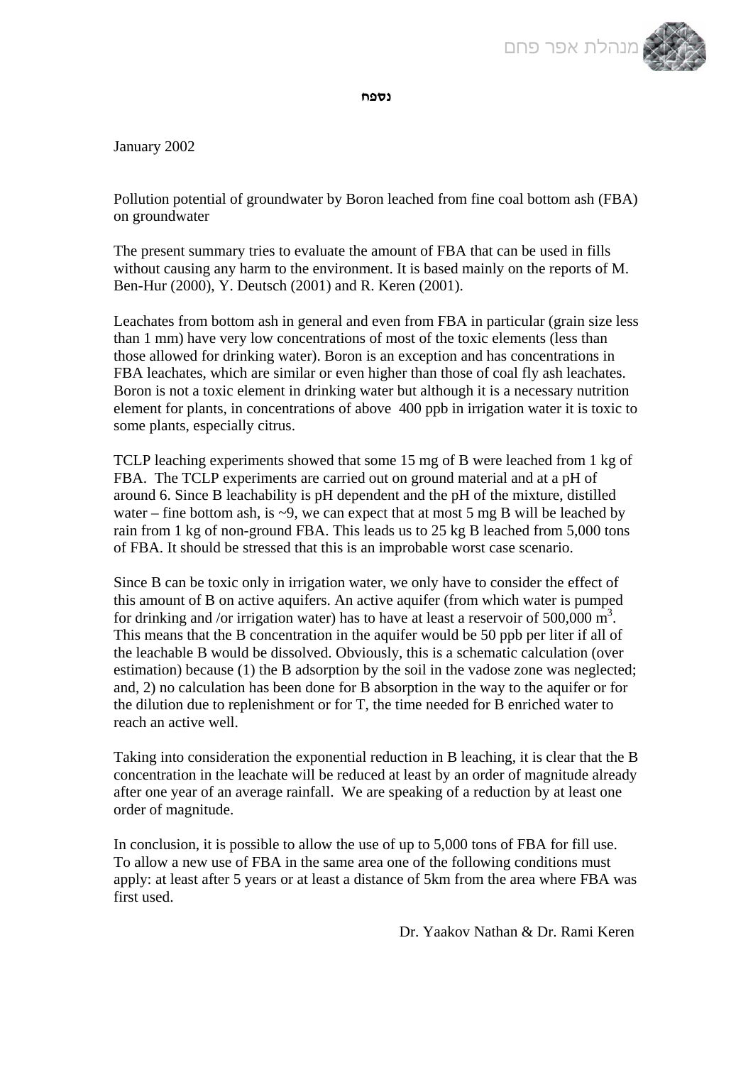**נספח**

January 2002

Pollution potential of groundwater by Boron leached from fine coal bottom ash (FBA) on groundwater

The present summary tries to evaluate the amount of FBA that can be used in fills without causing any harm to the environment. It is based mainly on the reports of M. Ben-Hur (2000), Y. Deutsch (2001) and R. Keren (2001).

Leachates from bottom ash in general and even from FBA in particular (grain size less than 1 mm) have very low concentrations of most of the toxic elements (less than those allowed for drinking water). Boron is an exception and has concentrations in FBA leachates, which are similar or even higher than those of coal fly ash leachates. Boron is not a toxic element in drinking water but although it is a necessary nutrition element for plants, in concentrations of above 400 ppb in irrigation water it is toxic to some plants, especially citrus.

TCLP leaching experiments showed that some 15 mg of B were leached from 1 kg of FBA. The TCLP experiments are carried out on ground material and at a pH of around 6. Since B leachability is pH dependent and the pH of the mixture, distilled water – fine bottom ash, is ~9, we can expect that at most 5 mg B will be leached by rain from 1 kg of non-ground FBA. This leads us to 25 kg B leached from 5,000 tons of FBA. It should be stressed that this is an improbable worst case scenario.

Since B can be toxic only in irrigation water, we only have to consider the effect of this amount of B on active aquifers. An active aquifer (from which water is pumped for drinking and /or irrigation water) has to have at least a reservoir of 500,000 $m^3$. This means that the B concentration in the aquifer would be 50 ppb per liter if all of the leachable B would be dissolved. Obviously, this is a schematic calculation (over estimation) because (1) the B adsorption by the soil in the vadose zone was neglected; and, 2) no calculation has been done for B absorption in the way to the aquifer or for the dilution due to replenishment or for T, the time needed for B enriched water to reach an active well.

Taking into consideration the exponential reduction in B leaching, it is clear that the B concentration in the leachate will be reduced at least by an order of magnitude already after one year of an average rainfall. We are speaking of a reduction by at least one order of magnitude.

In conclusion, it is possible to allow the use of up to 5,000 tons of FBA for fill use. To allow a new use of FBA in the same area one of the following conditions must apply: at least after 5 years or at least a distance of 5km from the area where FBA was first used.

Dr. Yaakov Nathan & Dr. Rami Keren